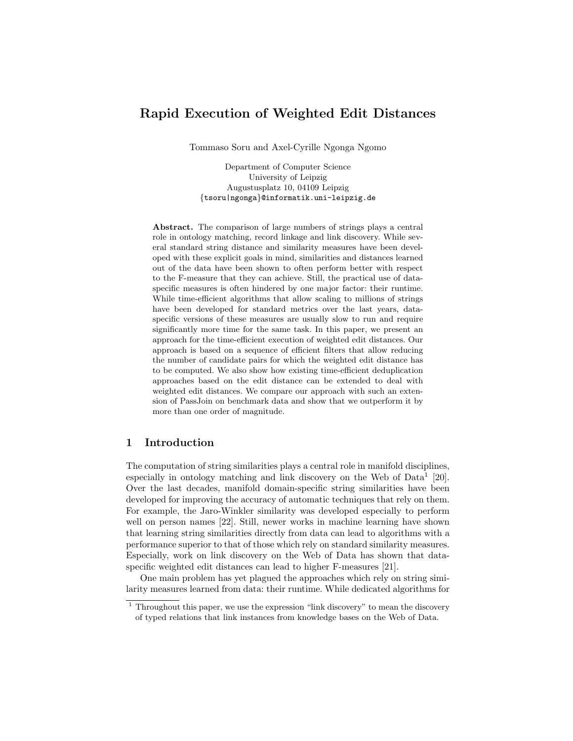# Rapid Execution of Weighted Edit Distances

Tommaso Soru and Axel-Cyrille Ngonga Ngomo

Department of Computer Science
University of Leipzig
Augustusplatz 10, 04109 Leipzig
{tsoru|ngonga}@informatik.uni-leipzig.de

**Abstract.** The comparison of large numbers of strings plays a central role in ontology matching, record linkage and link discovery. While several standard string distance and similarity measures have been developed with these explicit goals in mind, similarities and distances learned out of the data have been shown to often perform better with respect to the F-measure that they can achieve. Still, the practical use of data-specific measures is often hindered by one major factor: their runtime. While time-efficient algorithms that allow scaling to millions of strings have been developed for standard metrics over the last years, data-specific versions of these measures are usually slow to run and require significantly more time for the same task. In this paper, we present an approach for the time-efficient execution of weighted edit distances. Our approach is based on a sequence of efficient filters that allow reducing the number of candidate pairs for which the weighted edit distance has to be computed. We also show how existing time-efficient deduplication approaches based on the edit distance can be extended to deal with weighted edit distances. We compare our approach with such an extension of PassJoin on benchmark data and show that we outperform it by more than one order of magnitude.

## 1 Introduction

The computation of string similarities plays a central role in manifold disciplines, especially in ontology matching and link discovery on the Web of Data[1] [20]. Over the last decades, manifold domain-specific string similarities have been developed for improving the accuracy of automatic techniques that rely on them. For example, the Jaro-Winkler similarity was developed especially to perform well on person names [22]. Still, newer works in machine learning have shown that learning string similarities directly from data can lead to algorithms with a performance superior to that of those which rely on standard similarity measures. Especially, work on link discovery on the Web of Data has shown that data-specific weighted edit distances can lead to higher F-measures [21].

One main problem has yet plagued the approaches which rely on string similarity measures learned from data: their runtime. While dedicated algorithms for

[1] Throughout this paper, we use the expression "link discovery" to mean the discovery of typed relations that link instances from knowledge bases on the Web of Data.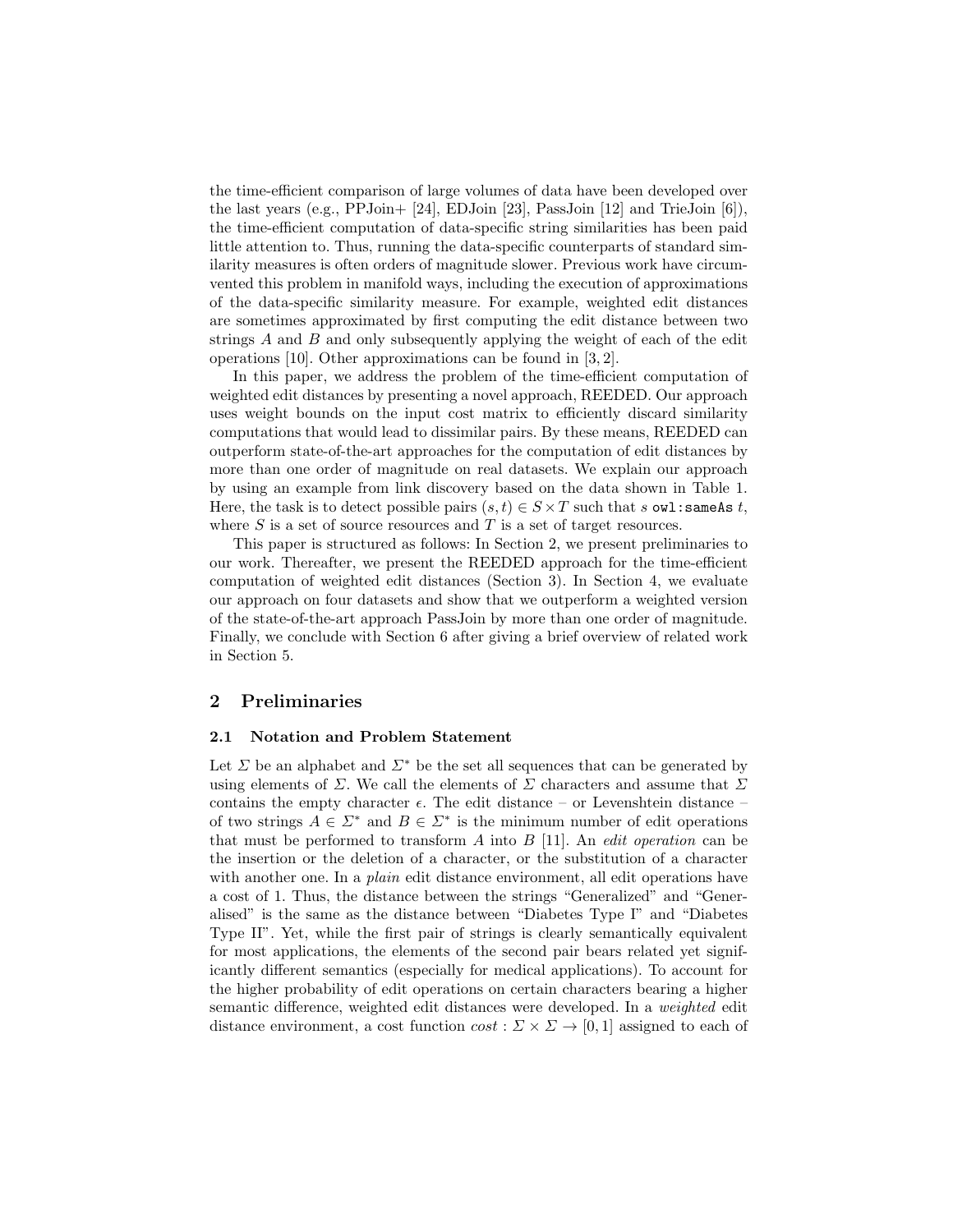the time-efficient comparison of large volumes of data have been developed over the last years (e.g., PPJoin+ [24], EDJoin [23], PassJoin [12] and TrieJoin [6]), the time-efficient computation of data-specific string similarities has been paid little attention to. Thus, running the data-specific counterparts of standard similarity measures is often orders of magnitude slower. Previous work have circumvented this problem in manifold ways, including the execution of approximations of the data-specific similarity measure. For example, weighted edit distances are sometimes approximated by first computing the edit distance between two strings $A$ and $B$ and only subsequently applying the weight of each of the edit operations [10]. Other approximations can be found in [3, 2].

In this paper, we address the problem of the time-efficient computation of weighted edit distances by presenting a novel approach, REEDED. Our approach uses weight bounds on the input cost matrix to efficiently discard similarity computations that would lead to dissimilar pairs. By these means, REEDED can outperform state-of-the-art approaches for the computation of edit distances by more than one order of magnitude on real datasets. We explain our approach by using an example from link discovery based on the data shown in Table 1. Here, the task is to detect possible pairs $(s, t) \in S \times T$ such that $s$ `owl:sameAs` $t$, where $S$ is a set of source resources and $T$ is a set of target resources.

This paper is structured as follows: In Section 2, we present preliminaries to our work. Thereafter, we present the REEDED approach for the time-efficient computation of weighted edit distances (Section 3). In Section 4, we evaluate our approach on four datasets and show that we outperform a weighted version of the state-of-the-art approach PassJoin by more than one order of magnitude. Finally, we conclude with Section 6 after giving a brief overview of related work in Section 5.

## 2 Preliminaries

### 2.1 Notation and Problem Statement

Let $\Sigma$ be an alphabet and $\Sigma^*$ be the set all sequences that can be generated by using elements of $\Sigma$. We call the elements of $\Sigma$ characters and assume that $\Sigma$ contains the empty character $\epsilon$. The edit distance – or Levenshtein distance – of two strings $A \in \Sigma^*$ and $B \in \Sigma^*$ is the minimum number of edit operations that must be performed to transform $A$ into $B$ [11]. An *edit operation* can be the insertion or the deletion of a character, or the substitution of a character with another one. In a *plain* edit distance environment, all edit operations have a cost of 1. Thus, the distance between the strings "Generalized" and "Generalised" is the same as the distance between "Diabetes Type I" and "Diabetes Type II". Yet, while the first pair of strings is clearly semantically equivalent for most applications, the elements of the second pair bears related yet significantly different semantics (especially for medical applications). To account for the higher probability of edit operations on certain characters bearing a higher semantic difference, weighted edit distances were developed. In a *weighted* edit distance environment, a cost function $cost : \Sigma \times \Sigma \rightarrow [0, 1]$ assigned to each of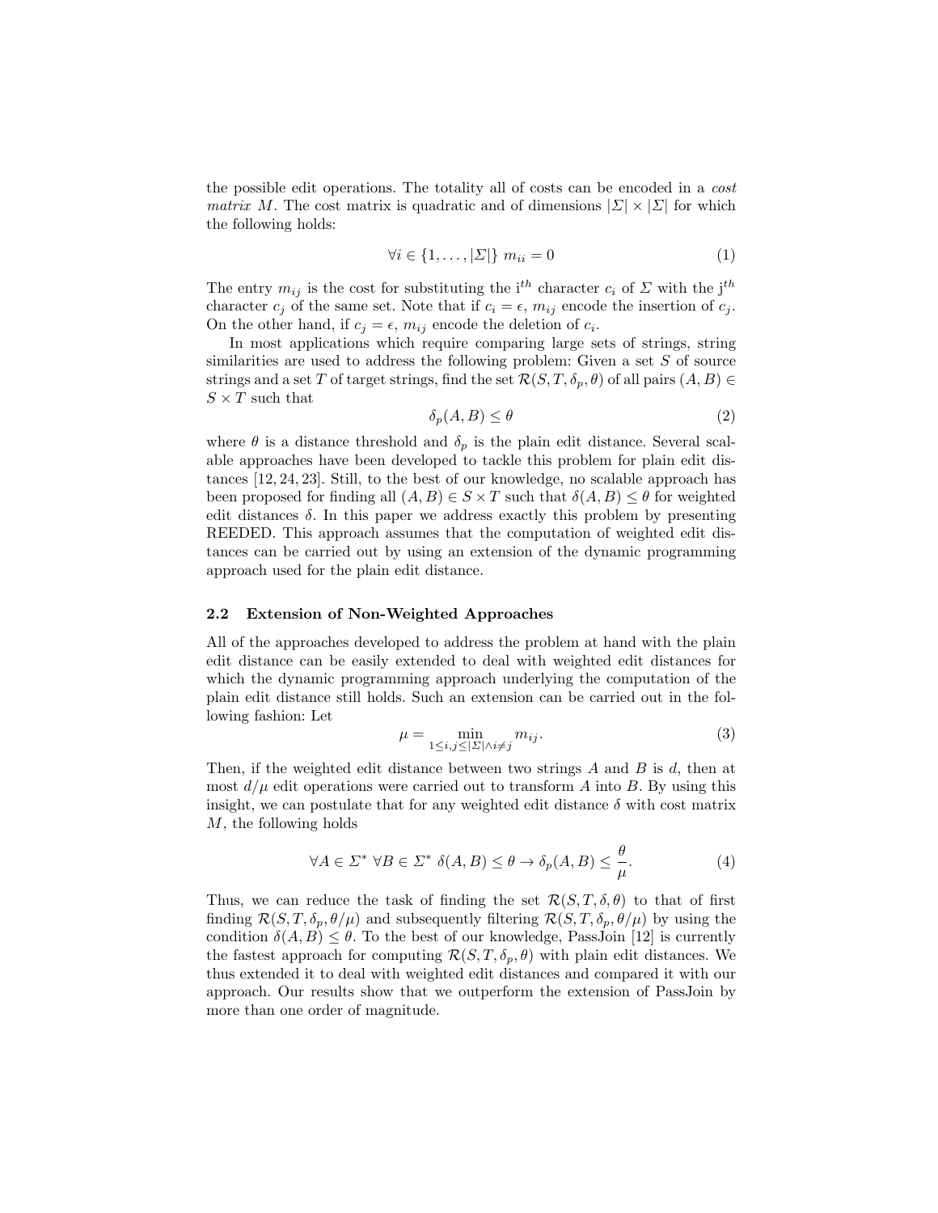the possible edit operations. The totality all of costs can be encoded in a *cost matrix* $M$. The cost matrix is quadratic and of dimensions $|\Sigma| \times |\Sigma|$ for which the following holds:

$$\forall i \in \{1, \ldots, |\Sigma|\}\ m_{ii} = 0 \tag{1}$$

The entry $m_{ij}$ is the cost for substituting the i$^{th}$ character $c_i$ of $\Sigma$ with the j$^{th}$ character $c_j$ of the same set. Note that if $c_i = \epsilon$, $m_{ij}$ encode the insertion of $c_j$. On the other hand, if $c_j = \epsilon$, $m_{ij}$ encode the deletion of $c_i$.

In most applications which require comparing large sets of strings, string similarities are used to address the following problem: Given a set $S$ of source strings and a set $T$ of target strings, find the set $\mathcal{R}(S, T, \delta_p, \theta)$ of all pairs $(A, B) \in S \times T$ such that

$$\delta_p(A, B) \leq \theta \tag{2}$$

where $\theta$ is a distance threshold and $\delta_p$ is the plain edit distance. Several scalable approaches have been developed to tackle this problem for plain edit distances [12, 24, 23]. Still, to the best of our knowledge, no scalable approach has been proposed for finding all $(A, B) \in S \times T$ such that $\delta(A, B) \leq \theta$ for weighted edit distances $\delta$. In this paper we address exactly this problem by presenting REEDED. This approach assumes that the computation of weighted edit distances can be carried out by using an extension of the dynamic programming approach used for the plain edit distance.

### 2.2 Extension of Non-Weighted Approaches

All of the approaches developed to address the problem at hand with the plain edit distance can be easily extended to deal with weighted edit distances for which the dynamic programming approach underlying the computation of the plain edit distance still holds. Such an extension can be carried out in the following fashion: Let

$$\mu = \min_{1 \leq i,j \leq |\Sigma| \wedge i \neq j} m_{ij}. \tag{3}$$

Then, if the weighted edit distance between two strings $A$ and $B$ is $d$, then at most $d/\mu$ edit operations were carried out to transform $A$ into $B$. By using this insight, we can postulate that for any weighted edit distance $\delta$ with cost matrix $M$, the following holds

$$\forall A \in \Sigma^*\ \forall B \in \Sigma^*\ \delta(A, B) \leq \theta \rightarrow \delta_p(A, B) \leq \frac{\theta}{\mu}. \tag{4}$$

Thus, we can reduce the task of finding the set $\mathcal{R}(S, T, \delta, \theta)$ to that of first finding $\mathcal{R}(S, T, \delta_p, \theta/\mu)$ and subsequently filtering $\mathcal{R}(S, T, \delta_p, \theta/\mu)$ by using the condition $\delta(A, B) \leq \theta$. To the best of our knowledge, PassJoin [12] is currently the fastest approach for computing $\mathcal{R}(S, T, \delta_p, \theta)$ with plain edit distances. We thus extended it to deal with weighted edit distances and compared it with our approach. Our results show that we outperform the extension of PassJoin by more than one order of magnitude.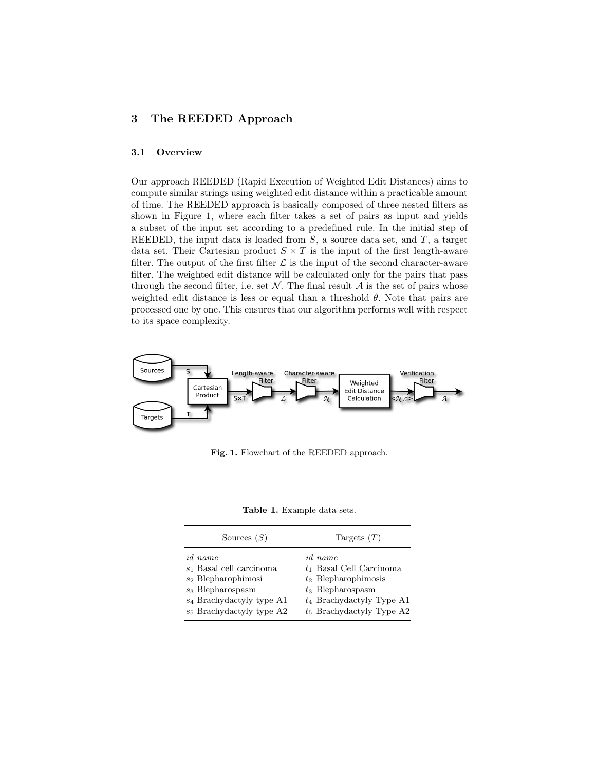## 3 The REEDED Approach

### 3.1 Overview

Our approach REEDED (Rapid Execution of Weighted Edit Distances) aims to compute similar strings using weighted edit distance within a practicable amount of time. The REEDED approach is basically composed of three nested filters as shown in Figure 1, where each filter takes a set of pairs as input and yields a subset of the input set according to a predefined rule. In the initial step of REEDED, the input data is loaded from $S$, a source data set, and $T$, a target data set. Their Cartesian product $S \times T$ is the input of the first length-aware filter. The output of the first filter $\mathcal{L}$ is the input of the second character-aware filter. The weighted edit distance will be calculated only for the pairs that pass through the second filter, i.e. set $\mathcal{N}$. The final result $\mathcal{A}$ is the set of pairs whose weighted edit distance is less or equal than a threshold $\theta$. Note that pairs are processed one by one. This ensures that our algorithm performs well with respect to its space complexity.

**Fig. 1.** Flowchart of the REEDED approach.

**Table 1.** Example data sets.

| Sources ($S$) | Targets ($T$) |
|---|---|
| *id name* | *id name* |
| $s_1$ Basal cell carcinoma | $t_1$ Basal Cell Carcinoma |
| $s_2$ Blepharophimosi | $t_2$ Blepharophimosis |
| $s_3$ Blepharospasm | $t_3$ Blepharospasm |
| $s_4$ Brachydactyly type A1 | $t_4$ Brachydactyly Type A1 |
| $s_5$ Brachydactyly type A2 | $t_5$ Brachydactyly Type A2 |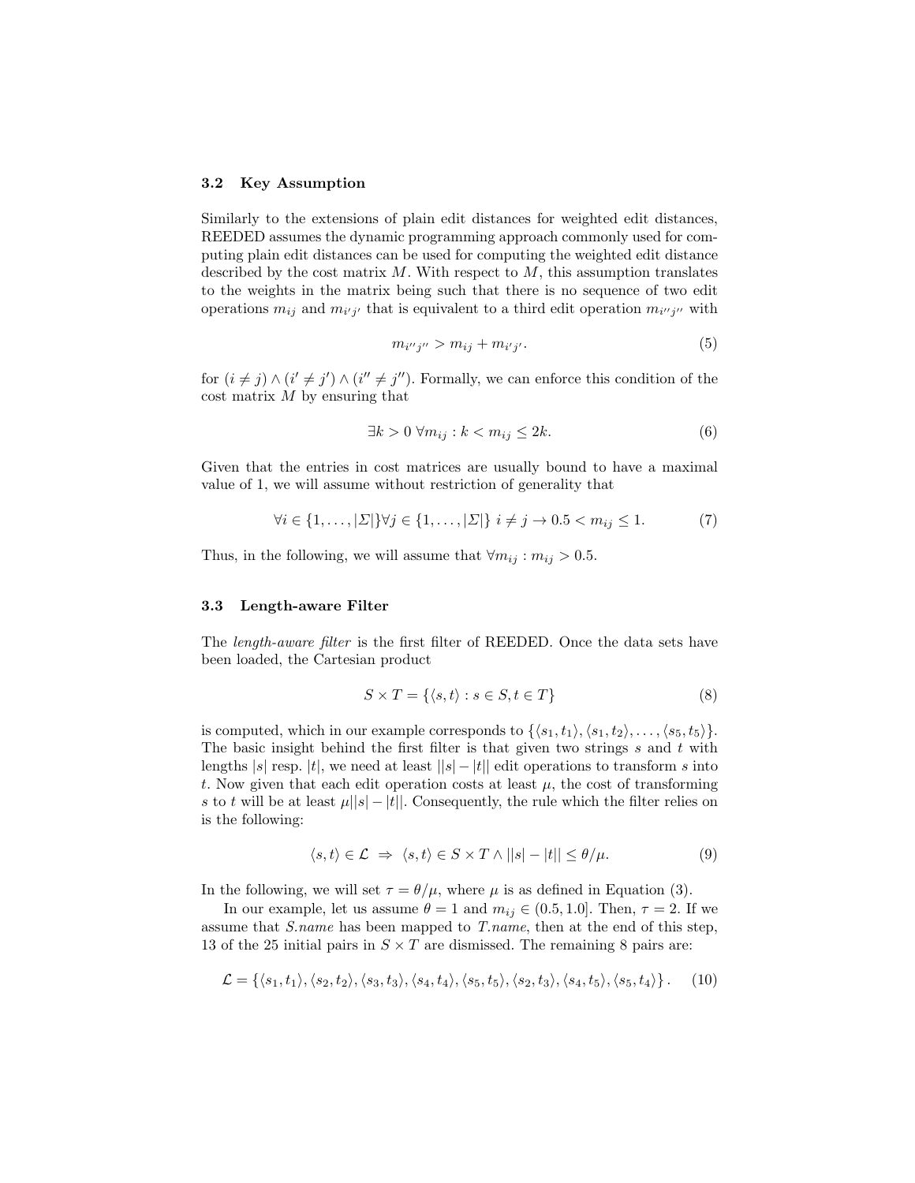### 3.2 Key Assumption

Similarly to the extensions of plain edit distances for weighted edit distances, REEDED assumes the dynamic programming approach commonly used for computing plain edit distances can be used for computing the weighted edit distance described by the cost matrix $M$. With respect to $M$, this assumption translates to the weights in the matrix being such that there is no sequence of two edit operations $m_{ij}$ and $m_{i'j'}$ that is equivalent to a third edit operation $m_{i''j''}$ with

$$m_{i''j''} > m_{ij} + m_{i'j'}. \tag{5}$$

for $(i \neq j) \wedge (i' \neq j') \wedge (i'' \neq j'')$. Formally, we can enforce this condition of the cost matrix $M$ by ensuring that

$$\exists k > 0 \; \forall m_{ij} : k < m_{ij} \leq 2k. \tag{6}$$

Given that the entries in cost matrices are usually bound to have a maximal value of 1, we will assume without restriction of generality that

$$\forall i \in \{1, \ldots, |\Sigma|\} \forall j \in \{1, \ldots, |\Sigma|\} \; i \neq j \rightarrow 0.5 < m_{ij} \leq 1. \tag{7}$$

Thus, in the following, we will assume that $\forall m_{ij} : m_{ij} > 0.5$.

### 3.3 Length-aware Filter

The *length-aware filter* is the first filter of REEDED. Once the data sets have been loaded, the Cartesian product

$$S \times T = \{\langle s, t \rangle : s \in S, t \in T\} \tag{8}$$

is computed, which in our example corresponds to $\{\langle s_1, t_1 \rangle, \langle s_1, t_2 \rangle, \ldots, \langle s_5, t_5 \rangle\}$. The basic insight behind the first filter is that given two strings $s$ and $t$ with lengths $|s|$ resp. $|t|$, we need at least $||s| - |t||$ edit operations to transform $s$ into $t$. Now given that each edit operation costs at least $\mu$, the cost of transforming $s$ to $t$ will be at least $\mu||s| - |t||$. Consequently, the rule which the filter relies on is the following:

$$\langle s, t \rangle \in \mathcal{L} \; \Rightarrow \; \langle s, t \rangle \in S \times T \wedge ||s| - |t|| \leq \theta/\mu. \tag{9}$$

In the following, we will set $\tau = \theta/\mu$, where $\mu$ is as defined in Equation (3).

In our example, let us assume $\theta = 1$ and $m_{ij} \in (0.5, 1.0]$. Then, $\tau = 2$. If we assume that *S.name* has been mapped to *T.name*, then at the end of this step, 13 of the 25 initial pairs in $S \times T$ are dismissed. The remaining 8 pairs are:

$$\mathcal{L} = \{\langle s_1, t_1 \rangle, \langle s_2, t_2 \rangle, \langle s_3, t_3 \rangle, \langle s_4, t_4 \rangle, \langle s_5, t_5 \rangle, \langle s_2, t_3 \rangle, \langle s_4, t_5 \rangle, \langle s_5, t_4 \rangle\}. \tag{10}$$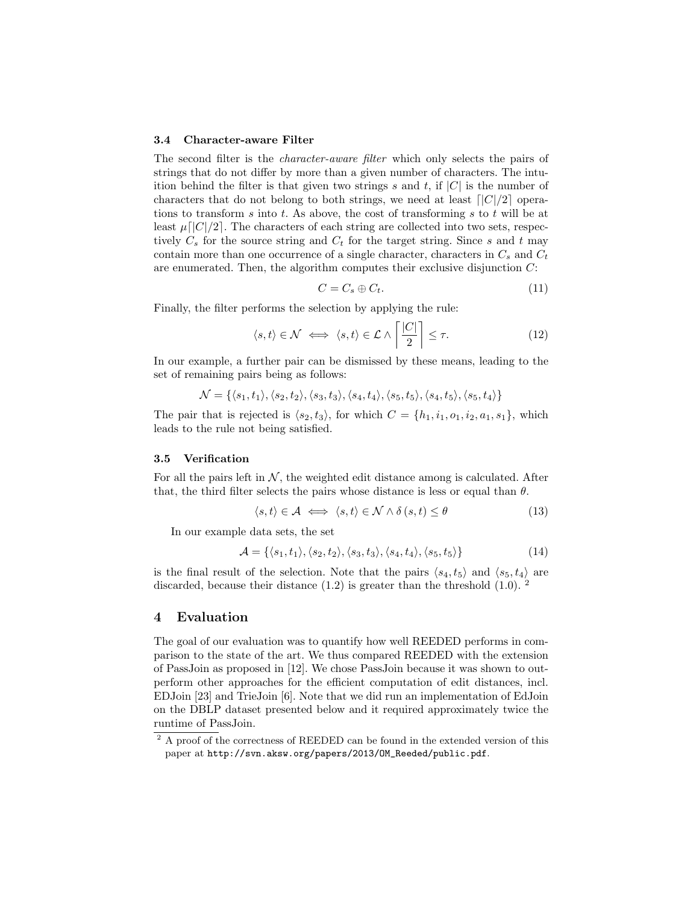### 3.4 Character-aware Filter

The second filter is the *character-aware filter* which only selects the pairs of strings that do not differ by more than a given number of characters. The intuition behind the filter is that given two strings $s$ and $t$, if $|C|$ is the number of characters that do not belong to both strings, we need at least $\lceil |C|/2 \rceil$ operations to transform $s$ into $t$. As above, the cost of transforming $s$ to $t$ will be at least $\mu \lceil |C|/2 \rceil$. The characters of each string are collected into two sets, respectively $C_s$ for the source string and $C_t$ for the target string. Since $s$ and $t$ may contain more than one occurrence of a single character, characters in $C_s$ and $C_t$ are enumerated. Then, the algorithm computes their exclusive disjunction $C$:

$$C = C_s \oplus C_t. \tag{11}$$

Finally, the filter performs the selection by applying the rule:

$$\langle s, t \rangle \in \mathcal{N} \iff \langle s, t \rangle \in \mathcal{L} \wedge \left\lceil \frac{|C|}{2} \right\rceil \leq \tau. \tag{12}$$

In our example, a further pair can be dismissed by these means, leading to the set of remaining pairs being as follows:

$$\mathcal{N} = \{\langle s_1, t_1 \rangle, \langle s_2, t_2 \rangle, \langle s_3, t_3 \rangle, \langle s_4, t_4 \rangle, \langle s_5, t_5 \rangle, \langle s_4, t_5 \rangle, \langle s_5, t_4 \rangle\}$$

The pair that is rejected is $\langle s_2, t_3 \rangle$, for which $C = \{h_1, i_1, o_1, i_2, a_1, s_1\}$, which leads to the rule not being satisfied.

### 3.5 Verification

For all the pairs left in $\mathcal{N}$, the weighted edit distance among is calculated. After that, the third filter selects the pairs whose distance is less or equal than $\theta$.

$$\langle s, t \rangle \in \mathcal{A} \iff \langle s, t \rangle \in \mathcal{N} \wedge \delta(s, t) \leq \theta \tag{13}$$

In our example data sets, the set

$$\mathcal{A} = \{\langle s_1, t_1 \rangle, \langle s_2, t_2 \rangle, \langle s_3, t_3 \rangle, \langle s_4, t_4 \rangle, \langle s_5, t_5 \rangle\} \tag{14}$$

is the final result of the selection. Note that the pairs $\langle s_4, t_5 \rangle$ and $\langle s_5, t_4 \rangle$ are discarded, because their distance (1.2) is greater than the threshold (1.0). [2]

## 4 Evaluation

The goal of our evaluation was to quantify how well REEDED performs in comparison to the state of the art. We thus compared REEDED with the extension of PassJoin as proposed in [12]. We chose PassJoin because it was shown to outperform other approaches for the efficient computation of edit distances, incl. EDJoin [23] and TrieJoin [6]. Note that we did run an implementation of EdJoin on the DBLP dataset presented below and it required approximately twice the runtime of PassJoin.

[2] A proof of the correctness of REEDED can be found in the extended version of this paper at http://svn.aksw.org/papers/2013/OM_Reeded/public.pdf.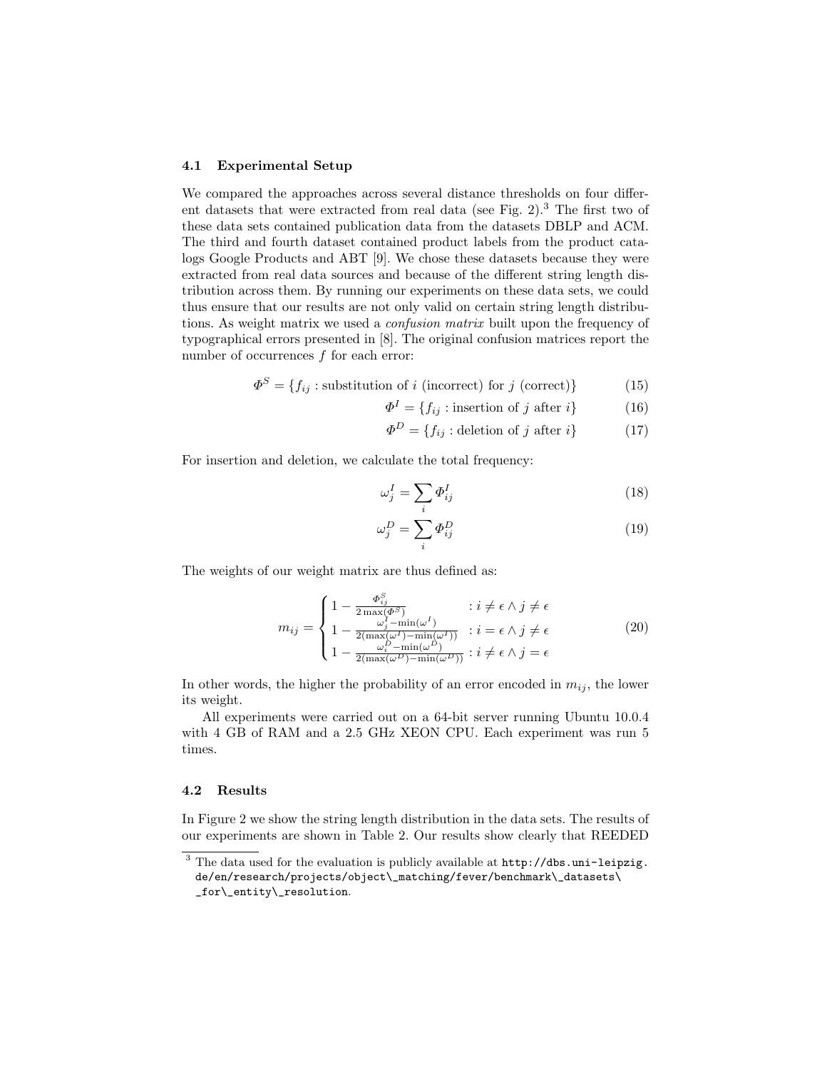### 4.1 Experimental Setup

We compared the approaches across several distance thresholds on four different datasets that were extracted from real data (see Fig. 2).[3] The first two of these data sets contained publication data from the datasets DBLP and ACM. The third and fourth dataset contained product labels from the product catalogs Google Products and ABT [9]. We chose these datasets because they were extracted from real data sources and because of the different string length distribution across them. By running our experiments on these data sets, we could thus ensure that our results are not only valid on certain string length distributions. As weight matrix we used a *confusion matrix* built upon the frequency of typographical errors presented in [8]. The original confusion matrices report the number of occurrences $f$ for each error:

$$\Phi^S = \{f_{ij} : \text{substitution of } i \text{ (incorrect) for } j \text{ (correct)}\} \tag{15}$$

$$\Phi^I = \{f_{ij} : \text{insertion of } j \text{ after } i\} \tag{16}$$

$$\Phi^D = \{f_{ij} : \text{deletion of } j \text{ after } i\} \tag{17}$$

For insertion and deletion, we calculate the total frequency:

$$\omega_j^I = \sum_i \Phi_{ij}^I \tag{18}$$

$$\omega_j^D = \sum_i \Phi_{ij}^D \tag{19}$$

The weights of our weight matrix are thus defined as:

$$m_{ij} = \begin{cases} 1 - \frac{\Phi_{ij}^S}{2\max(\Phi^S)} & : i \neq \epsilon \wedge j \neq \epsilon \\ 1 - \frac{\omega_j^I - \min(\omega^I)}{2(\max(\omega^I) - \min(\omega^I))} & : i = \epsilon \wedge j \neq \epsilon \\ 1 - \frac{\omega_i^D - \min(\omega^D)}{2(\max(\omega^D) - \min(\omega^D))} & : i \neq \epsilon \wedge j = \epsilon \end{cases} \tag{20}$$

In other words, the higher the probability of an error encoded in $m_{ij}$, the lower its weight.

All experiments were carried out on a 64-bit server running Ubuntu 10.0.4 with 4 GB of RAM and a 2.5 GHz XEON CPU. Each experiment was run 5 times.

### 4.2 Results

In Figure 2 we show the string length distribution in the data sets. The results of our experiments are shown in Table 2. Our results show clearly that REEDED

[3] The data used for the evaluation is publicly available at http://dbs.uni-leipzig.de/en/research/projects/object\_matching/fever/benchmark\_datasets\_for\_entity\_resolution.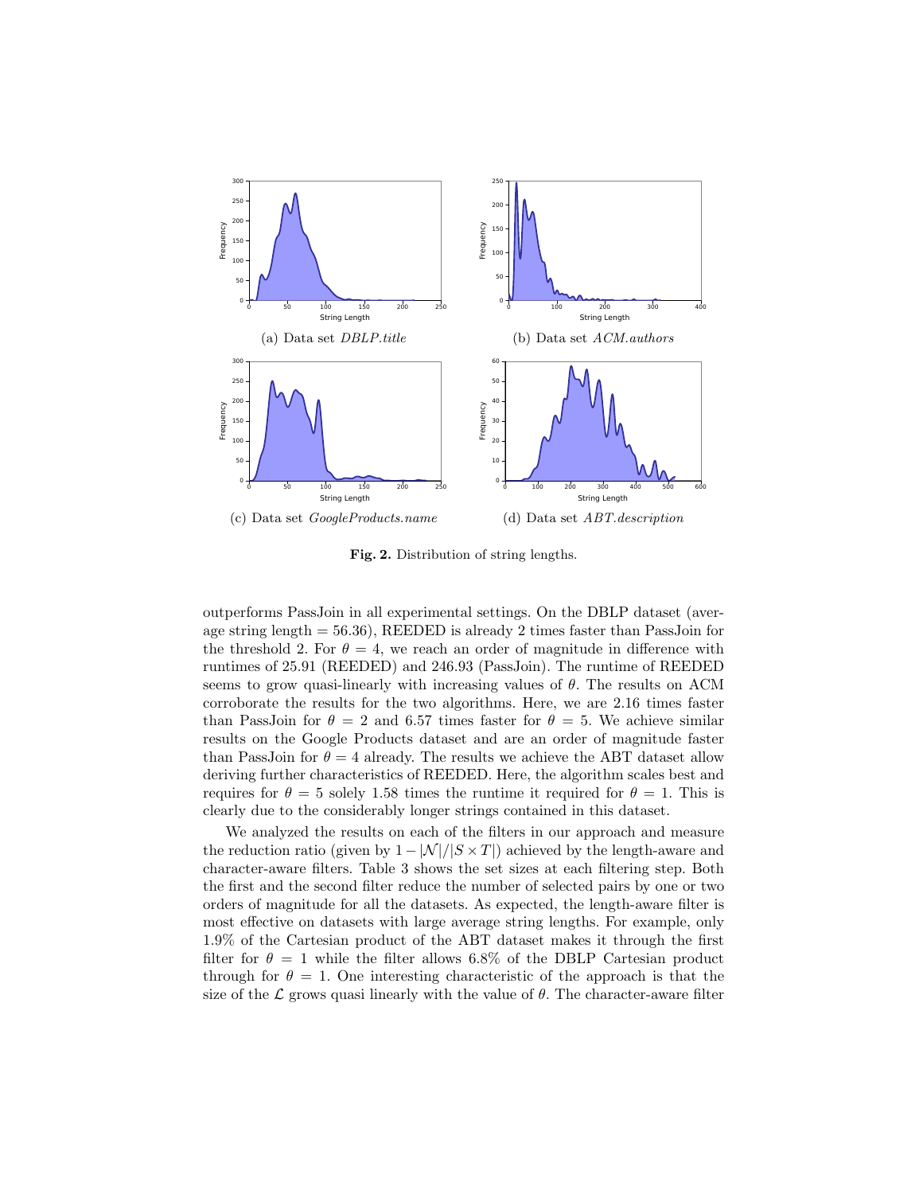(a) Data set *DBLP.title*

(b) Data set *ACM.authors*

(c) Data set *GoogleProducts.name*

(d) Data set *ABT.description*

**Fig. 2.** Distribution of string lengths.

outperforms PassJoin in all experimental settings. On the DBLP dataset (average string length = 56.36), REEDED is already 2 times faster than PassJoin for the threshold 2. For $\theta = 4$, we reach an order of magnitude in difference with runtimes of 25.91 (REEDED) and 246.93 (PassJoin). The runtime of REEDED seems to grow quasi-linearly with increasing values of $\theta$. The results on ACM corroborate the results for the two algorithms. Here, we are 2.16 times faster than PassJoin for $\theta = 2$ and 6.57 times faster for $\theta = 5$. We achieve similar results on the Google Products dataset and are an order of magnitude faster than PassJoin for $\theta = 4$ already. The results we achieve the ABT dataset allow deriving further characteristics of REEDED. Here, the algorithm scales best and requires for $\theta = 5$ solely 1.58 times the runtime it required for $\theta = 1$. This is clearly due to the considerably longer strings contained in this dataset.

We analyzed the results on each of the filters in our approach and measure the reduction ratio (given by $1 - |\mathcal{N}|/|S \times T|$) achieved by the length-aware and character-aware filters. Table 3 shows the set sizes at each filtering step. Both the first and the second filter reduce the number of selected pairs by one or two orders of magnitude for all the datasets. As expected, the length-aware filter is most effective on datasets with large average string lengths. For example, only 1.9% of the Cartesian product of the ABT dataset makes it through the first filter for $\theta = 1$ while the filter allows 6.8% of the DBLP Cartesian product through for $\theta = 1$. One interesting characteristic of the approach is that the size of the $\mathcal{L}$ grows quasi linearly with the value of $\theta$. The character-aware filter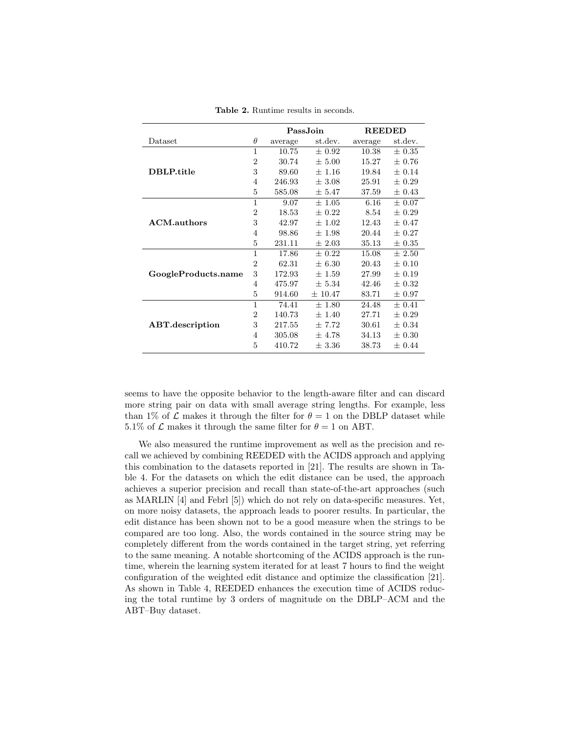**Table 2.** Runtime results in seconds.

| | | **PassJoin** | | **REEDED** | |
|---|---|---|---|---|---|
| Dataset | $\theta$ | average | st.dev. | average | st.dev. |
| **DBLP.title** | 1 | 10.75 | ± 0.92 | 10.38 | ± 0.35 |
| | 2 | 30.74 | ± 5.00 | 15.27 | ± 0.76 |
| | 3 | 89.60 | ± 1.16 | 19.84 | ± 0.14 |
| | 4 | 246.93 | ± 3.08 | 25.91 | ± 0.29 |
| | 5 | 585.08 | ± 5.47 | 37.59 | ± 0.43 |
| **ACM.authors** | 1 | 9.07 | ± 1.05 | 6.16 | ± 0.07 |
| | 2 | 18.53 | ± 0.22 | 8.54 | ± 0.29 |
| | 3 | 42.97 | ± 1.02 | 12.43 | ± 0.47 |
| | 4 | 98.86 | ± 1.98 | 20.44 | ± 0.27 |
| | 5 | 231.11 | ± 2.03 | 35.13 | ± 0.35 |
| **GoogleProducts.name** | 1 | 17.86 | ± 0.22 | 15.08 | ± 2.50 |
| | 2 | 62.31 | ± 6.30 | 20.43 | ± 0.10 |
| | 3 | 172.93 | ± 1.59 | 27.99 | ± 0.19 |
| | 4 | 475.97 | ± 5.34 | 42.46 | ± 0.32 |
| | 5 | 914.60 | ± 10.47 | 83.71 | ± 0.97 |
| **ABT.description** | 1 | 74.41 | ± 1.80 | 24.48 | ± 0.41 |
| | 2 | 140.73 | ± 1.40 | 27.71 | ± 0.29 |
| | 3 | 217.55 | ± 7.72 | 30.61 | ± 0.34 |
| | 4 | 305.08 | ± 4.78 | 34.13 | ± 0.30 |
| | 5 | 410.72 | ± 3.36 | 38.73 | ± 0.44 |

seems to have the opposite behavior to the length-aware filter and can discard more string pair on data with small average string lengths. For example, less than 1% of $\mathcal{L}$ makes it through the filter for $\theta = 1$ on the DBLP dataset while 5.1% of $\mathcal{L}$ makes it through the same filter for $\theta = 1$ on ABT.

We also measured the runtime improvement as well as the precision and recall we achieved by combining REEDED with the ACIDS approach and applying this combination to the datasets reported in [21]. The results are shown in Table 4. For the datasets on which the edit distance can be used, the approach achieves a superior precision and recall than state-of-the-art approaches (such as MARLIN [4] and Febrl [5]) which do not rely on data-specific measures. Yet, on more noisy datasets, the approach leads to poorer results. In particular, the edit distance has been shown not to be a good measure when the strings to be compared are too long. Also, the words contained in the source string may be completely different from the words contained in the target string, yet referring to the same meaning. A notable shortcoming of the ACIDS approach is the runtime, wherein the learning system iterated for at least 7 hours to find the weight configuration of the weighted edit distance and optimize the classification [21]. As shown in Table 4, REEDED enhances the execution time of ACIDS reducing the total runtime by 3 orders of magnitude on the DBLP–ACM and the ABT–Buy dataset.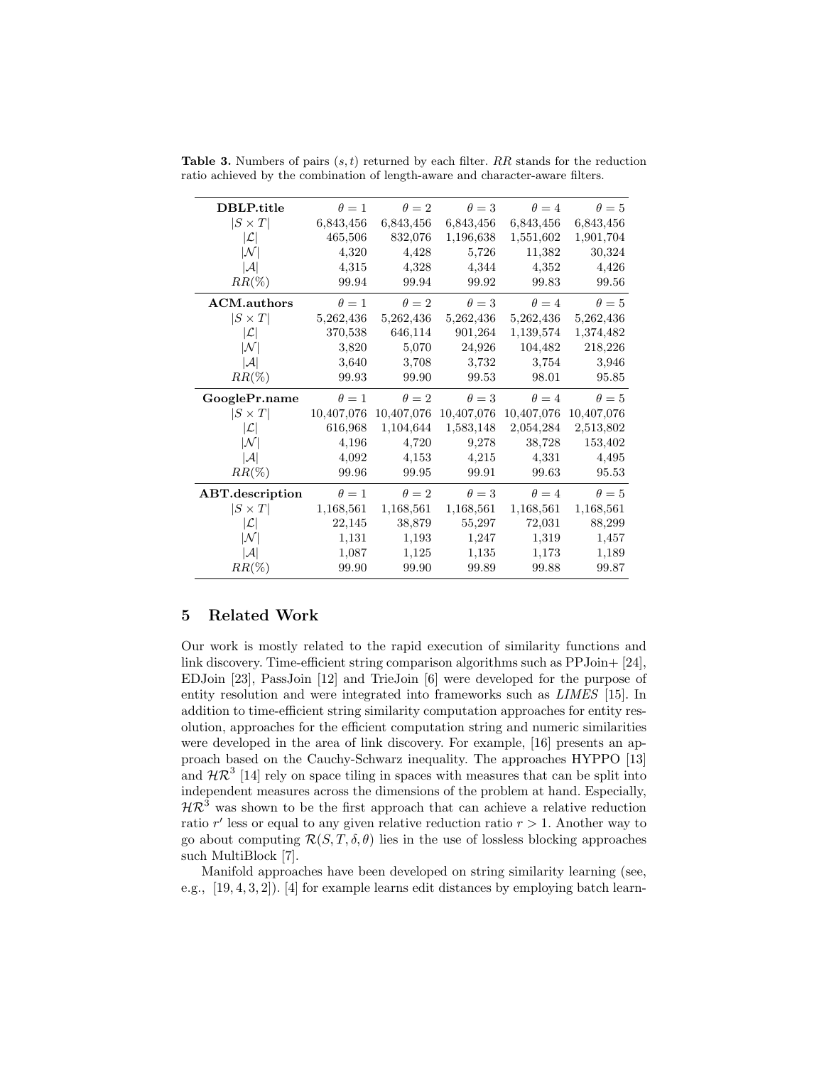**Table 3.** Numbers of pairs $(s,t)$ returned by each filter. $RR$ stands for the reduction ratio achieved by the combination of length-aware and character-aware filters.

| **DBLP.title** | $\theta = 1$ | $\theta = 2$ | $\theta = 3$ | $\theta = 4$ | $\theta = 5$ |
|---|---|---|---|---|---|
| $\lvert S \times T \rvert$ | 6,843,456 | 6,843,456 | 6,843,456 | 6,843,456 | 6,843,456 |
| $\lvert \mathcal{L} \rvert$ | 465,506 | 832,076 | 1,196,638 | 1,551,602 | 1,901,704 |
| $\lvert \mathcal{N} \rvert$ | 4,320 | 4,428 | 5,726 | 11,382 | 30,324 |
| $\lvert \mathcal{A} \rvert$ | 4,315 | 4,328 | 4,344 | 4,352 | 4,426 |
| $RR(\%)$ | 99.94 | 99.94 | 99.92 | 99.83 | 99.56 |
| **ACM.authors** | $\theta = 1$ | $\theta = 2$ | $\theta = 3$ | $\theta = 4$ | $\theta = 5$ |
| $\lvert S \times T \rvert$ | 5,262,436 | 5,262,436 | 5,262,436 | 5,262,436 | 5,262,436 |
| $\lvert \mathcal{L} \rvert$ | 370,538 | 646,114 | 901,264 | 1,139,574 | 1,374,482 |
| $\lvert \mathcal{N} \rvert$ | 3,820 | 5,070 | 24,926 | 104,482 | 218,226 |
| $\lvert \mathcal{A} \rvert$ | 3,640 | 3,708 | 3,732 | 3,754 | 3,946 |
| $RR(\%)$ | 99.93 | 99.90 | 99.53 | 98.01 | 95.85 |
| **GooglePr.name** | $\theta = 1$ | $\theta = 2$ | $\theta = 3$ | $\theta = 4$ | $\theta = 5$ |
| $\lvert S \times T \rvert$ | 10,407,076 | 10,407,076 | 10,407,076 | 10,407,076 | 10,407,076 |
| $\lvert \mathcal{L} \rvert$ | 616,968 | 1,104,644 | 1,583,148 | 2,054,284 | 2,513,802 |
| $\lvert \mathcal{N} \rvert$ | 4,196 | 4,720 | 9,278 | 38,728 | 153,402 |
| $\lvert \mathcal{A} \rvert$ | 4,092 | 4,153 | 4,215 | 4,331 | 4,495 |
| $RR(\%)$ | 99.96 | 99.95 | 99.91 | 99.63 | 95.53 |
| **ABT.description** | $\theta = 1$ | $\theta = 2$ | $\theta = 3$ | $\theta = 4$ | $\theta = 5$ |
| $\lvert S \times T \rvert$ | 1,168,561 | 1,168,561 | 1,168,561 | 1,168,561 | 1,168,561 |
| $\lvert \mathcal{L} \rvert$ | 22,145 | 38,879 | 55,297 | 72,031 | 88,299 |
| $\lvert \mathcal{N} \rvert$ | 1,131 | 1,193 | 1,247 | 1,319 | 1,457 |
| $\lvert \mathcal{A} \rvert$ | 1,087 | 1,125 | 1,135 | 1,173 | 1,189 |
| $RR(\%)$ | 99.90 | 99.90 | 99.89 | 99.88 | 99.87 |

## 5 Related Work

Our work is mostly related to the rapid execution of similarity functions and link discovery. Time-efficient string comparison algorithms such as PPJoin+ [24], EDJoin [23], PassJoin [12] and TrieJoin [6] were developed for the purpose of entity resolution and were integrated into frameworks such as *LIMES* [15]. In addition to time-efficient string similarity computation approaches for entity resolution, approaches for the efficient computation string and numeric similarities were developed in the area of link discovery. For example, [16] presents an approach based on the Cauchy-Schwarz inequality. The approaches HYPPO [13] and $\mathcal{HR}^3$ [14] rely on space tiling in spaces with measures that can be split into independent measures across the dimensions of the problem at hand. Especially, $\mathcal{HR}^3$ was shown to be the first approach that can achieve a relative reduction ratio $r'$ less or equal to any given relative reduction ratio $r > 1$. Another way to go about computing $\mathcal{R}(S, T, \delta, \theta)$ lies in the use of lossless blocking approaches such MultiBlock [7].

Manifold approaches have been developed on string similarity learning (see, e.g., [19, 4, 3, 2]). [4] for example learns edit distances by employing batch learn-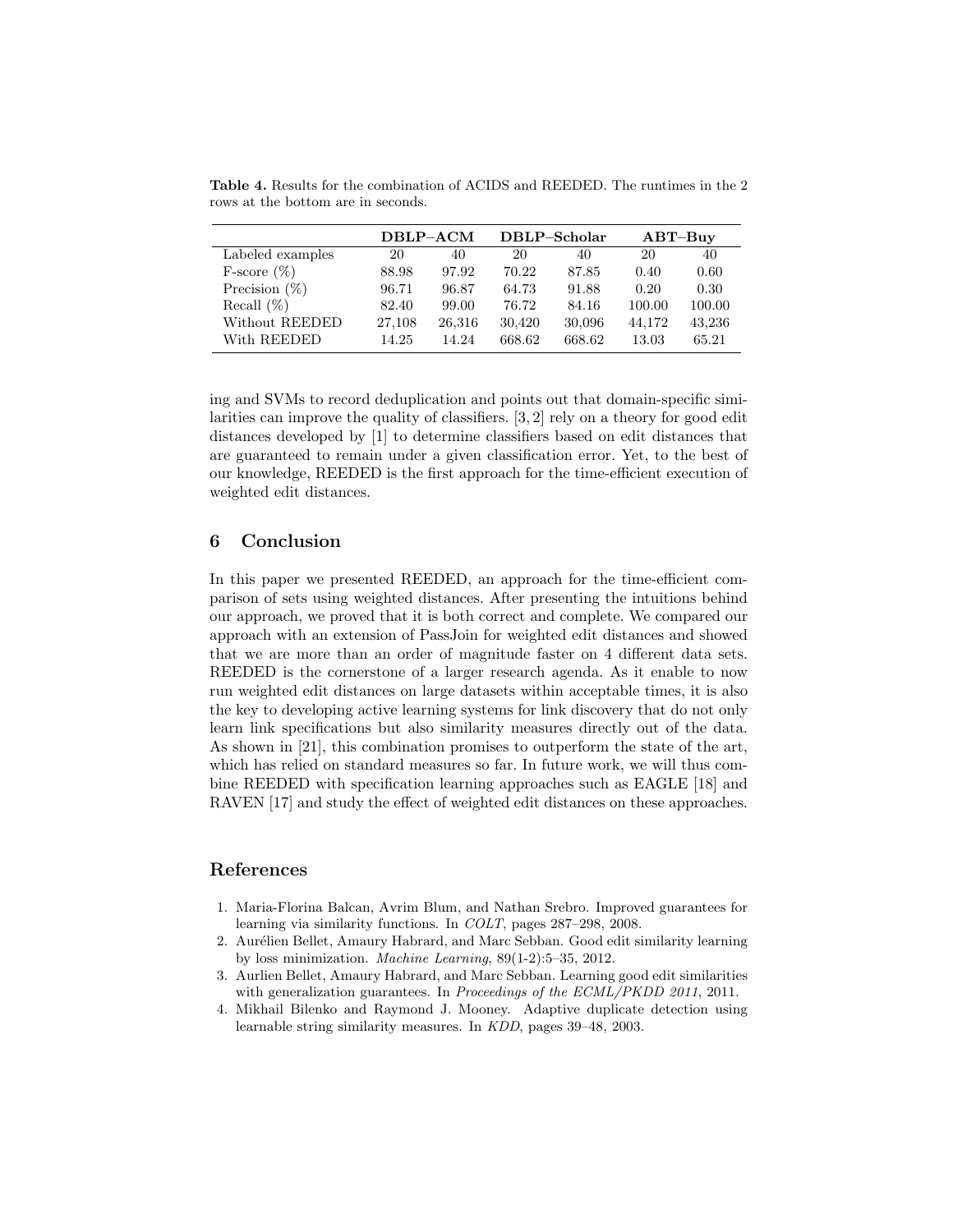**Table 4.** Results for the combination of ACIDS and REEDED. The runtimes in the 2 rows at the bottom are in seconds.

| | **DBLP–ACM** | | **DBLP–Scholar** | | **ABT–Buy** | |
|---|---|---|---|---|---|---|
| Labeled examples | 20 | 40 | 20 | 40 | 20 | 40 |
| F-score (%) | 88.98 | 97.92 | 70.22 | 87.85 | 0.40 | 0.60 |
| Precision (%) | 96.71 | 96.87 | 64.73 | 91.88 | 0.20 | 0.30 |
| Recall (%) | 82.40 | 99.00 | 76.72 | 84.16 | 100.00 | 100.00 |
| Without REEDED | 27,108 | 26,316 | 30,420 | 30,096 | 44,172 | 43,236 |
| With REEDED | 14.25 | 14.24 | 668.62 | 668.62 | 13.03 | 65.21 |

ing and SVMs to record deduplication and points out that domain-specific similarities can improve the quality of classifiers. [3, 2] rely on a theory for good edit distances developed by [1] to determine classifiers based on edit distances that are guaranteed to remain under a given classification error. Yet, to the best of our knowledge, REEDED is the first approach for the time-efficient execution of weighted edit distances.

## 6 Conclusion

In this paper we presented REEDED, an approach for the time-efficient comparison of sets using weighted distances. After presenting the intuitions behind our approach, we proved that it is both correct and complete. We compared our approach with an extension of PassJoin for weighted edit distances and showed that we are more than an order of magnitude faster on 4 different data sets. REEDED is the cornerstone of a larger research agenda. As it enable to now run weighted edit distances on large datasets within acceptable times, it is also the key to developing active learning systems for link discovery that do not only learn link specifications but also similarity measures directly out of the data. As shown in [21], this combination promises to outperform the state of the art, which has relied on standard measures so far. In future work, we will thus combine REEDED with specification learning approaches such as EAGLE [18] and RAVEN [17] and study the effect of weighted edit distances on these approaches.

## References

1. Maria-Florina Balcan, Avrim Blum, and Nathan Srebro. Improved guarantees for learning via similarity functions. In *COLT*, pages 287–298, 2008.
2. Aurélien Bellet, Amaury Habrard, and Marc Sebban. Good edit similarity learning by loss minimization. *Machine Learning*, 89(1-2):5–35, 2012.
3. Aurlien Bellet, Amaury Habrard, and Marc Sebban. Learning good edit similarities with generalization guarantees. In *Proceedings of the ECML/PKDD 2011*, 2011.
4. Mikhail Bilenko and Raymond J. Mooney. Adaptive duplicate detection using learnable string similarity measures. In *KDD*, pages 39–48, 2003.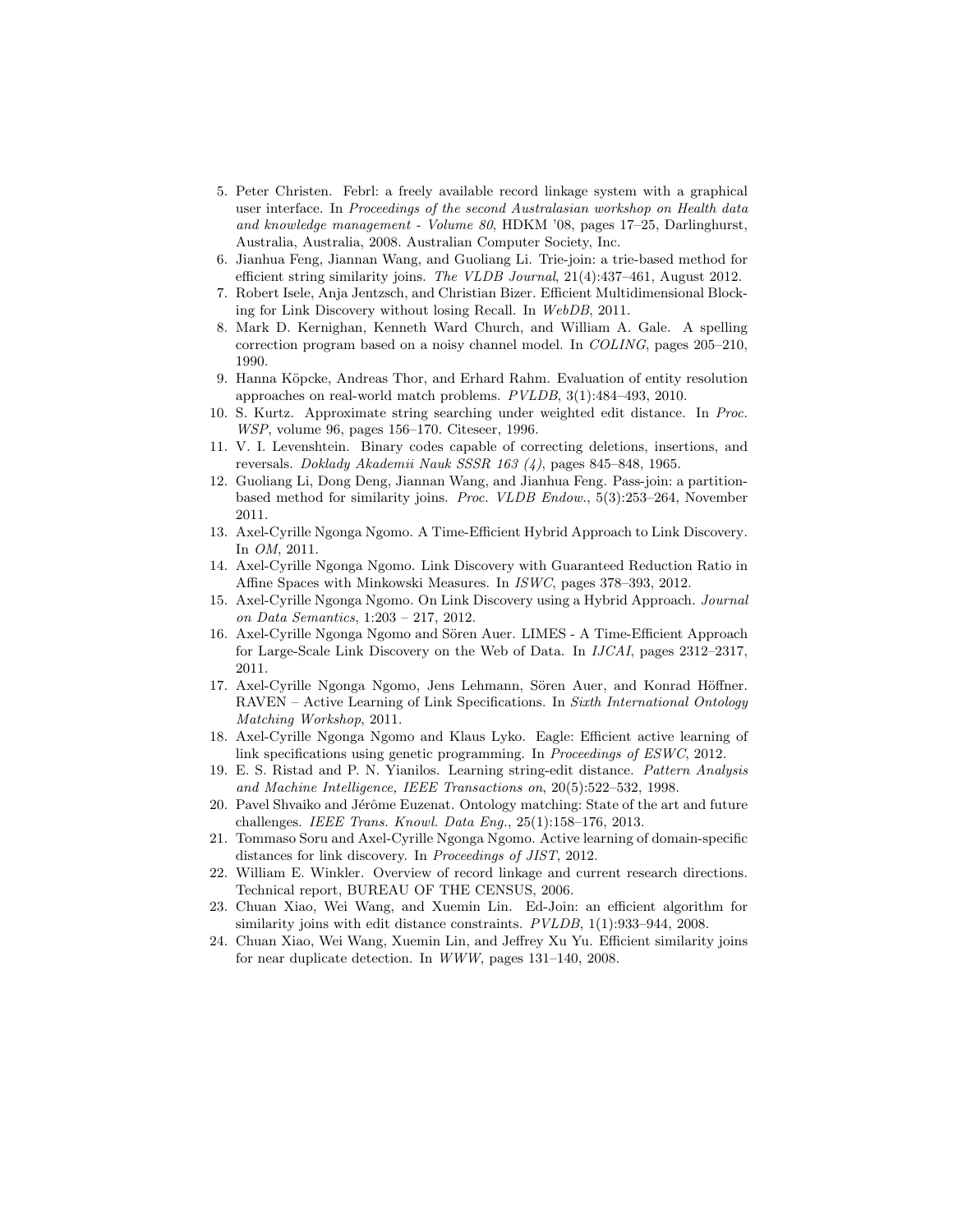5. Peter Christen. Febrl: a freely available record linkage system with a graphical user interface. In *Proceedings of the second Australasian workshop on Health data and knowledge management - Volume 80*, HDKM '08, pages 17–25, Darlinghurst, Australia, Australia, 2008. Australian Computer Society, Inc.
6. Jianhua Feng, Jiannan Wang, and Guoliang Li. Trie-join: a trie-based method for efficient string similarity joins. *The VLDB Journal*, 21(4):437–461, August 2012.
7. Robert Isele, Anja Jentzsch, and Christian Bizer. Efficient Multidimensional Blocking for Link Discovery without losing Recall. In *WebDB*, 2011.
8. Mark D. Kernighan, Kenneth Ward Church, and William A. Gale. A spelling correction program based on a noisy channel model. In *COLING*, pages 205–210, 1990.
9. Hanna Köpcke, Andreas Thor, and Erhard Rahm. Evaluation of entity resolution approaches on real-world match problems. *PVLDB*, 3(1):484–493, 2010.
10. S. Kurtz. Approximate string searching under weighted edit distance. In *Proc. WSP*, volume 96, pages 156–170. Citeseer, 1996.
11. V. I. Levenshtein. Binary codes capable of correcting deletions, insertions, and reversals. *Doklady Akademii Nauk SSSR 163 (4)*, pages 845–848, 1965.
12. Guoliang Li, Dong Deng, Jiannan Wang, and Jianhua Feng. Pass-join: a partition-based method for similarity joins. *Proc. VLDB Endow.*, 5(3):253–264, November 2011.
13. Axel-Cyrille Ngonga Ngomo. A Time-Efficient Hybrid Approach to Link Discovery. In *OM*, 2011.
14. Axel-Cyrille Ngonga Ngomo. Link Discovery with Guaranteed Reduction Ratio in Affine Spaces with Minkowski Measures. In *ISWC*, pages 378–393, 2012.
15. Axel-Cyrille Ngonga Ngomo. On Link Discovery using a Hybrid Approach. *Journal on Data Semantics*, 1:203 – 217, 2012.
16. Axel-Cyrille Ngonga Ngomo and Sören Auer. LIMES - A Time-Efficient Approach for Large-Scale Link Discovery on the Web of Data. In *IJCAI*, pages 2312–2317, 2011.
17. Axel-Cyrille Ngonga Ngomo, Jens Lehmann, Sören Auer, and Konrad Höffner. RAVEN – Active Learning of Link Specifications. In *Sixth International Ontology Matching Workshop*, 2011.
18. Axel-Cyrille Ngonga Ngomo and Klaus Lyko. Eagle: Efficient active learning of link specifications using genetic programming. In *Proceedings of ESWC*, 2012.
19. E. S. Ristad and P. N. Yianilos. Learning string-edit distance. *Pattern Analysis and Machine Intelligence, IEEE Transactions on*, 20(5):522–532, 1998.
20. Pavel Shvaiko and Jérôme Euzenat. Ontology matching: State of the art and future challenges. *IEEE Trans. Knowl. Data Eng.*, 25(1):158–176, 2013.
21. Tommaso Soru and Axel-Cyrille Ngonga Ngomo. Active learning of domain-specific distances for link discovery. In *Proceedings of JIST*, 2012.
22. William E. Winkler. Overview of record linkage and current research directions. Technical report, BUREAU OF THE CENSUS, 2006.
23. Chuan Xiao, Wei Wang, and Xuemin Lin. Ed-Join: an efficient algorithm for similarity joins with edit distance constraints. *PVLDB*, 1(1):933–944, 2008.
24. Chuan Xiao, Wei Wang, Xuemin Lin, and Jeffrey Xu Yu. Efficient similarity joins for near duplicate detection. In *WWW*, pages 131–140, 2008.